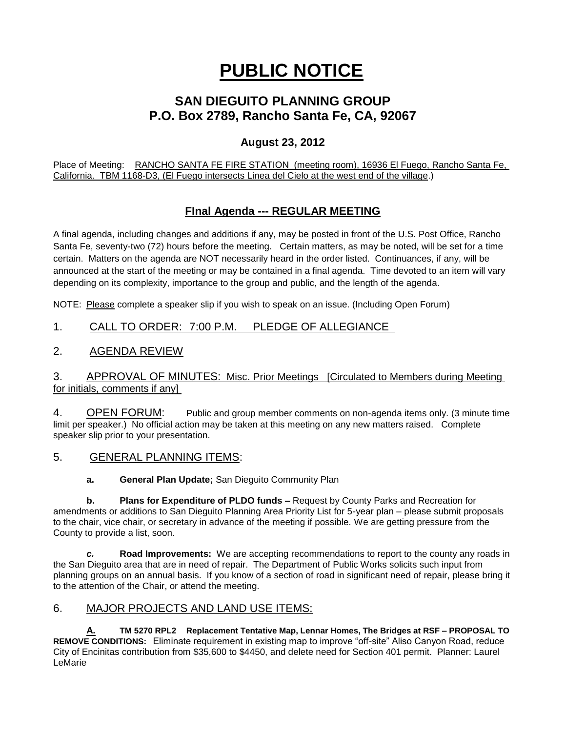# PUBLIC NOTICE

## SAN DIEGUITO PLANNING GROUP
## P.O. Box 2789, Rancho Santa Fe, CA, 92067

### August 23, 2012

Place of Meeting: RANCHO SANTA FE FIRE STATION (meeting room), 16936 El Fuego, Rancho Santa Fe, California. TBM 1168-D3, (El Fuego intersects Linea del Cielo at the west end of the village.)

## FInal Agenda --- REGULAR MEETING

A final agenda, including changes and additions if any, may be posted in front of the U.S. Post Office, Rancho Santa Fe, seventy-two (72) hours before the meeting. Certain matters, as may be noted, will be set for a time certain. Matters on the agenda are NOT necessarily heard in the order listed. Continuances, if any, will be announced at the start of the meeting or may be contained in a final agenda. Time devoted to an item will vary depending on its complexity, importance to the group and public, and the length of the agenda.

NOTE: Please complete a speaker slip if you wish to speak on an issue. (Including Open Forum)

1. CALL TO ORDER: 7:00 P.M. PLEDGE OF ALLEGIANCE

2. AGENDA REVIEW

3. APPROVAL OF MINUTES: Misc. Prior Meetings [Circulated to Members during Meeting for initials, comments if any]

4. OPEN FORUM: Public and group member comments on non-agenda items only. (3 minute time limit per speaker.) No official action may be taken at this meeting on any new matters raised. Complete speaker slip prior to your presentation.

5. GENERAL PLANNING ITEMS:

**a. General Plan Update;** San Dieguito Community Plan

**b. Plans for Expenditure of PLDO funds –** Request by County Parks and Recreation for amendments or additions to San Dieguito Planning Area Priority List for 5-year plan – please submit proposals to the chair, vice chair, or secretary in advance of the meeting if possible. We are getting pressure from the County to provide a list, soon.

***c.* Road Improvements:** We are accepting recommendations to report to the county any roads in the San Dieguito area that are in need of repair. The Department of Public Works solicits such input from planning groups on an annual basis. If you know of a section of road in significant need of repair, please bring it to the attention of the Chair, or attend the meeting.

6. MAJOR PROJECTS AND LAND USE ITEMS:

**A. TM 5270 RPL2 Replacement Tentative Map, Lennar Homes, The Bridges at RSF – PROPOSAL TO REMOVE CONDITIONS:** Eliminate requirement in existing map to improve "off-site" Aliso Canyon Road, reduce City of Encinitas contribution from $35,600 to $4450, and delete need for Section 401 permit. Planner: Laurel LeMarie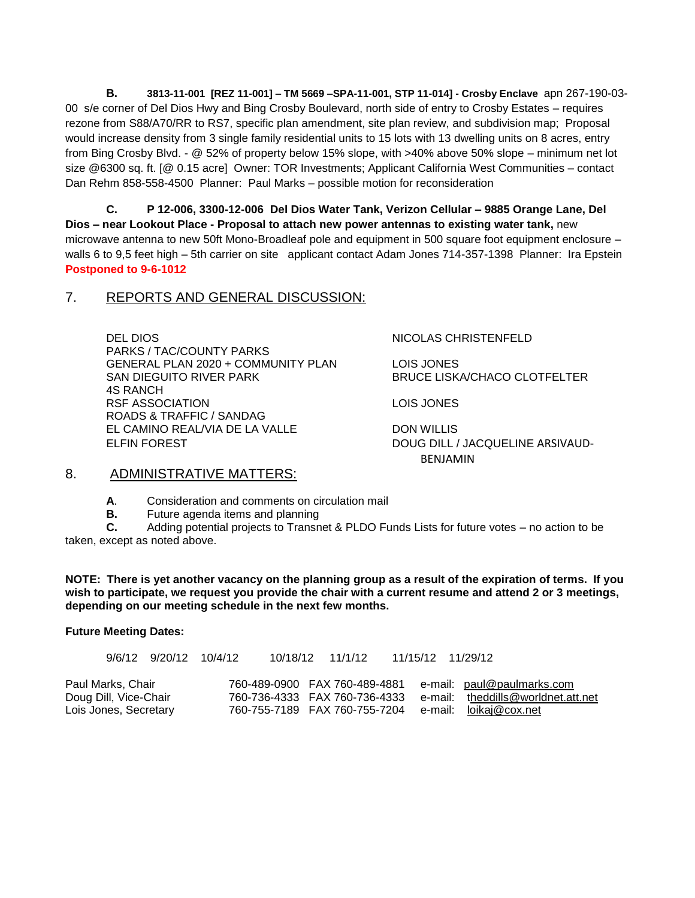**B.** **3813-11-001 [REZ 11-001] – TM 5669 –SPA-11-001, STP 11-014] - Crosby Enclave** apn 267-190-03-00 s/e corner of Del Dios Hwy and Bing Crosby Boulevard, north side of entry to Crosby Estates – requires rezone from S88/A70/RR to RS7, specific plan amendment, site plan review, and subdivision map; Proposal would increase density from 3 single family residential units to 15 lots with 13 dwelling units on 8 acres, entry from Bing Crosby Blvd. - @ 52% of property below 15% slope, with >40% above 50% slope – minimum net lot size @6300 sq. ft. [@ 0.15 acre] Owner: TOR Investments; Applicant California West Communities – contact Dan Rehm 858-558-4500 Planner: Paul Marks – possible motion for reconsideration

**C.** **P 12-006, 3300-12-006 Del Dios Water Tank, Verizon Cellular – 9885 Orange Lane, Del Dios – near Lookout Place - Proposal to attach new power antennas to existing water tank,** new microwave antenna to new 50ft Mono-Broadleaf pole and equipment in 500 square foot equipment enclosure – walls 6 to 9,5 feet high – 5th carrier on site applicant contact Adam Jones 714-357-1398 Planner: Ira Epstein **Postponed to 9-6-1012**

## 7. REPORTS AND GENERAL DISCUSSION:

| | |
|---|---|
| DEL DIOS | NICOLAS CHRISTENFELD |
| PARKS / TAC/COUNTY PARKS | |
| GENERAL PLAN 2020 + COMMUNITY PLAN | LOIS JONES |
| SAN DIEGUITO RIVER PARK | BRUCE LISKA/CHACO CLOTFELTER |
| 4S RANCH | |
| RSF ASSOCIATION | LOIS JONES |
| ROADS & TRAFFIC / SANDAG | |
| EL CAMINO REAL/VIA DE LA VALLE | DON WILLIS |
| ELFIN FOREST | DOUG DILL / JACQUELINE ARSIVAUD-BENJAMIN |

## 8. ADMINISTRATIVE MATTERS:

**A**. Consideration and comments on circulation mail

**B.** Future agenda items and planning

**C.** Adding potential projects to Transnet & PLDO Funds Lists for future votes – no action to be taken, except as noted above.

**NOTE: There is yet another vacancy on the planning group as a result of the expiration of terms. If you wish to participate, we request you provide the chair with a current resume and attend 2 or 3 meetings, depending on our meeting schedule in the next few months.**

**Future Meeting Dates:**

9/6/12 9/20/12 10/4/12 10/18/12 11/1/12 11/15/12 11/29/12

| | | | |
|---|---|---|---|
| Paul Marks, Chair | 760-489-0900 | FAX 760-489-4881 | e-mail: paul@paulmarks.com |
| Doug Dill, Vice-Chair | 760-736-4333 | FAX 760-736-4333 | e-mail: theddills@worldnet.att.net |
| Lois Jones, Secretary | 760-755-7189 | FAX 760-755-7204 | e-mail: loikaj@cox.net |